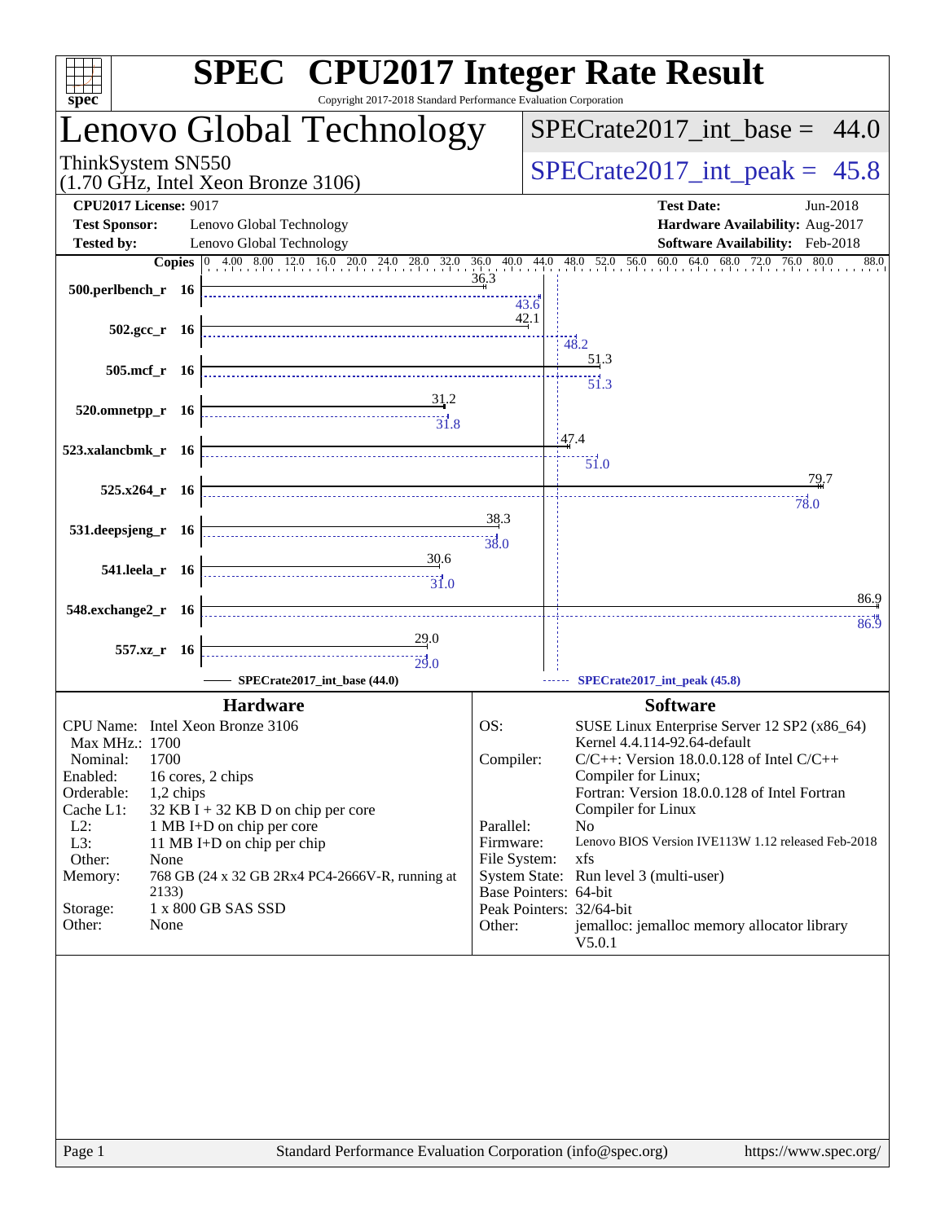# SPEC CPU2017 Integer Rate Result

Copyright 2017-2018 Standard Performance Evaluation Corporation

## Lenovo Global Technology

ThinkSystem SN550
(1.70 GHz, Intel Xeon Bronze 3106)

SPECrate2017_int_base = 44.0

SPECrate2017_int_peak = 45.8

| | | | |
|---|---|---|---|
| **CPU2017 License:** | 9017 | **Test Date:** | Jun-2018 |
| **Test Sponsor:** | Lenovo Global Technology | **Hardware Availability:** | Aug-2017 |
| **Tested by:** | Lenovo Global Technology | **Software Availability:** | Feb-2018 |

| Benchmark | Copies | Base | Peak |
|---|---|---|---|
| 500.perlbench_r | 16 | 36.3 | 43.6 |
| 502.gcc_r | 16 | 42.1 | 48.2 |
| 505.mcf_r | 16 | 51.3 | 51.3 |
| 520.omnetpp_r | 16 | 31.2 | 31.8 |
| 523.xalancbmk_r | 16 | 47.4 | 51.0 |
| 525.x264_r | 16 | 79.7 | 78.0 |
| 531.deepsjeng_r | 16 | 38.3 | 38.0 |
| 541.leela_r | 16 | 30.6 | 31.0 |
| 548.exchange2_r | 16 | 86.9 | 86.9 |
| 557.xz_r | 16 | 29.0 | 29.0 |

SPECrate2017_int_base (44.0) —— SPECrate2017_int_peak (45.8)

### Hardware

| | |
|---|---|
| CPU Name: | Intel Xeon Bronze 3106 |
| Max MHz.: | 1700 |
| Nominal: | 1700 |
| Enabled: | 16 cores, 2 chips |
| Orderable: | 1,2 chips |
| Cache L1: | 32 KB I + 32 KB D on chip per core |
| L2: | 1 MB I+D on chip per core |
| L3: | 11 MB I+D on chip per chip |
| Other: | None |
| Memory: | 768 GB (24 x 32 GB 2Rx4 PC4-2666V-R, running at 2133) |
| Storage: | 1 x 800 GB SAS SSD |
| Other: | None |

### Software

| | |
|---|---|
| OS: | SUSE Linux Enterprise Server 12 SP2 (x86_64) Kernel 4.4.114-92.64-default |
| Compiler: | C/C++: Version 18.0.0.128 of Intel C/C++ Compiler for Linux; Fortran: Version 18.0.0.128 of Intel Fortran Compiler for Linux |
| Parallel: | No |
| Firmware: | Lenovo BIOS Version IVE113W 1.12 released Feb-2018 |
| File System: | xfs |
| System State: | Run level 3 (multi-user) |
| Base Pointers: | 64-bit |
| Peak Pointers: | 32/64-bit |
| Other: | jemalloc: jemalloc memory allocator library V5.0.1 |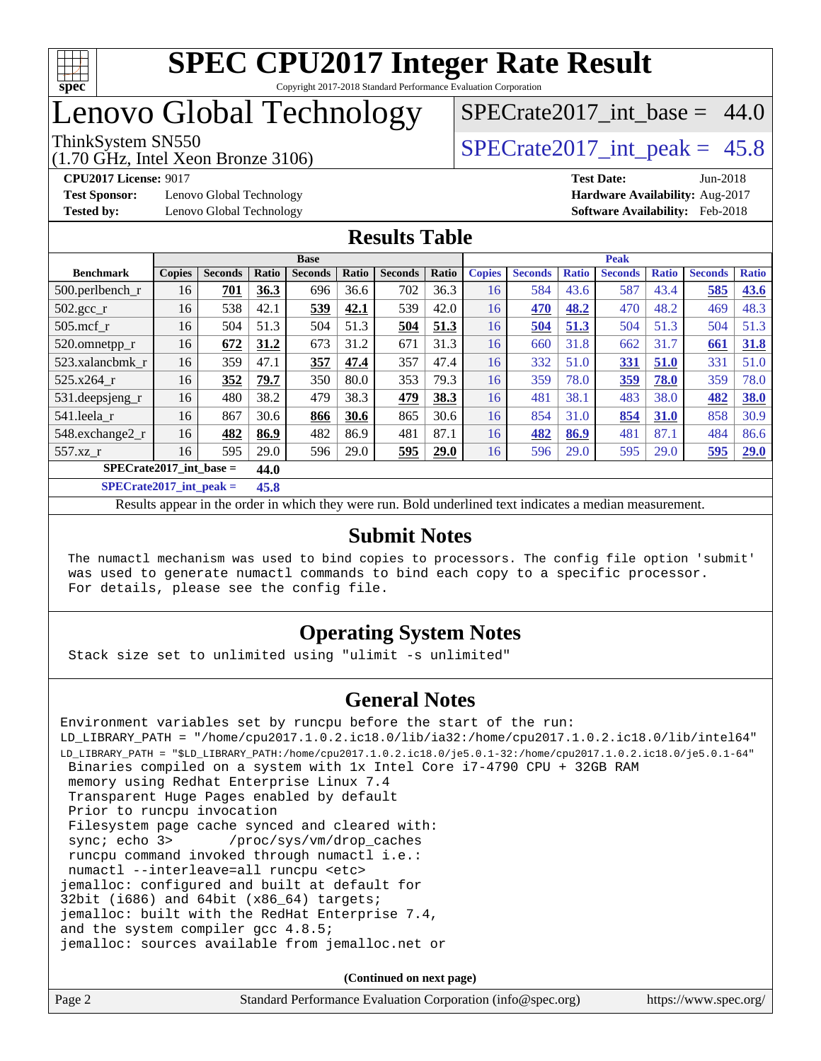# SPEC CPU2017 Integer Rate Result

Copyright 2017-2018 Standard Performance Evaluation Corporation

# Lenovo Global Technology

ThinkSystem SN550
(1.70 GHz, Intel Xeon Bronze 3106)

SPECrate2017_int_base = 44.0

SPECrate2017_int_peak = 45.8

**CPU2017 License:** 9017
**Test Sponsor:** Lenovo Global Technology
**Tested by:** Lenovo Global Technology

**Test Date:** Jun-2018
**Hardware Availability:** Aug-2017
**Software Availability:** Feb-2018

## Results Table

| | Base | | | | | | | | Peak | | | | | | | |
|---|---|---|---|---|---|---|---|---|---|---|---|---|---|---|---|---|
| **Benchmark** | **Copies** | **Seconds** | **Ratio** | **Seconds** | **Ratio** | **Seconds** | **Ratio** | **Copies** | **Seconds** | **Ratio** | **Seconds** | **Ratio** | **Seconds** | **Ratio** |
| 500.perlbench_r | 16 | **701** | **36.3** | 696 | 36.6 | 702 | 36.3 | 16 | 584 | 43.6 | 587 | 43.4 | **585** | **43.6** |
| 502.gcc_r | 16 | 538 | 42.1 | **539** | **42.1** | 539 | 42.0 | 16 | **470** | **48.2** | 470 | 48.2 | 469 | 48.3 |
| 505.mcf_r | 16 | 504 | 51.3 | 504 | 51.3 | **504** | **51.3** | 16 | **504** | **51.3** | 504 | 51.3 | 504 | 51.3 |
| 520.omnetpp_r | 16 | **672** | **31.2** | 673 | 31.2 | 671 | 31.3 | 16 | 660 | 31.8 | 662 | 31.7 | **661** | **31.8** |
| 523.xalancbmk_r | 16 | 359 | 47.1 | **357** | **47.4** | 357 | 47.4 | 16 | 332 | 51.0 | **331** | **51.0** | 331 | 51.0 |
| 525.x264_r | 16 | **352** | **79.7** | 350 | 80.0 | 353 | 79.3 | 16 | 359 | 78.0 | **359** | **78.0** | 359 | 78.0 |
| 531.deepsjeng_r | 16 | 480 | 38.2 | 479 | 38.3 | **479** | **38.3** | 16 | 481 | 38.1 | 483 | 38.0 | **482** | **38.0** |
| 541.leela_r | 16 | 867 | 30.6 | **866** | **30.6** | 865 | 30.6 | 16 | 854 | 31.0 | **854** | **31.0** | 858 | 30.9 |
| 548.exchange2_r | 16 | **482** | **86.9** | 482 | 86.9 | 481 | 87.1 | 16 | **482** | **86.9** | 481 | 87.1 | 484 | 86.6 |
| 557.xz_r | 16 | 595 | 29.0 | 596 | 29.0 | **595** | **29.0** | 16 | 596 | 29.0 | 595 | 29.0 | **595** | **29.0** |

**SPECrate2017_int_base = 44.0**

**SPECrate2017_int_peak = 45.8**

Results appear in the order in which they were run. Bold underlined text indicates a median measurement.

## Submit Notes

```
The numactl mechanism was used to bind copies to processors. The config file option 'submit'
was used to generate numactl commands to bind each copy to a specific processor.
For details, please see the config file.
```

## Operating System Notes

```
Stack size set to unlimited using "ulimit -s unlimited"
```

## General Notes

```
Environment variables set by runcpu before the start of the run:
LD_LIBRARY_PATH = "/home/cpu2017.1.0.2.ic18.0/lib/ia32:/home/cpu2017.1.0.2.ic18.0/lib/intel64"
LD_LIBRARY_PATH = "$LD_LIBRARY_PATH:/home/cpu2017.1.0.2.ic18.0/je5.0.1-32:/home/cpu2017.1.0.2.ic18.0/je5.0.1-64"
 Binaries compiled on a system with 1x Intel Core i7-4790 CPU + 32GB RAM
 memory using Redhat Enterprise Linux 7.4
 Transparent Huge Pages enabled by default
 Prior to runcpu invocation
 Filesystem page cache synced and cleared with:
 sync; echo 3>       /proc/sys/vm/drop_caches
 runcpu command invoked through numactl i.e.:
 numactl --interleave=all runcpu <etc>
jemalloc: configured and built at default for
32bit (i686) and 64bit (x86_64) targets;
jemalloc: built with the RedHat Enterprise 7.4,
and the system compiler gcc 4.8.5;
jemalloc: sources available from jemalloc.net or
```

**(Continued on next page)**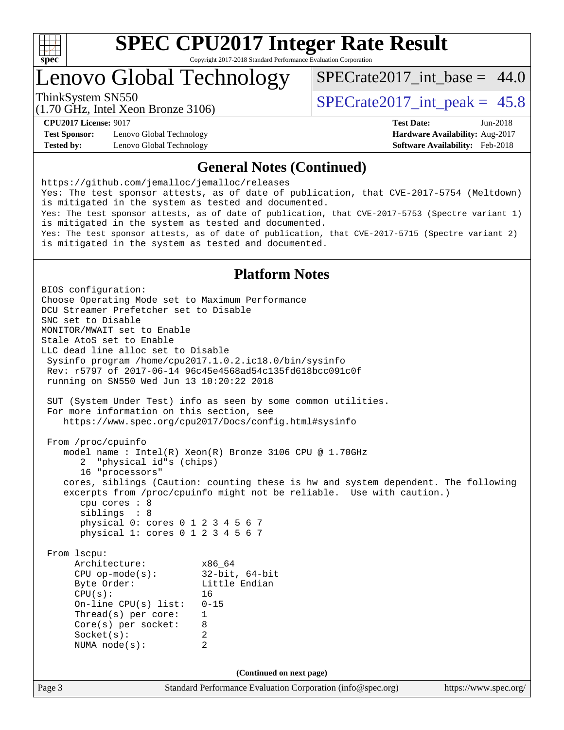# SPEC CPU2017 Integer Rate Result

Copyright 2017-2018 Standard Performance Evaluation Corporation

# Lenovo Global Technology

ThinkSystem SN550
(1.70 GHz, Intel Xeon Bronze 3106)

SPECrate2017_int_base = 44.0

SPECrate2017_int_peak = 45.8

| | | | |
|---|---|---|---|
| **CPU2017 License:** | 9017 | **Test Date:** | Jun-2018 |
| **Test Sponsor:** | Lenovo Global Technology | **Hardware Availability:** | Aug-2017 |
| **Tested by:** | Lenovo Global Technology | **Software Availability:** | Feb-2018 |

## General Notes (Continued)

```
https://github.com/jemalloc/jemalloc/releases
Yes: The test sponsor attests, as of date of publication, that CVE-2017-5754 (Meltdown)
is mitigated in the system as tested and documented.
Yes: The test sponsor attests, as of date of publication, that CVE-2017-5753 (Spectre variant 1)
is mitigated in the system as tested and documented.
Yes: The test sponsor attests, as of date of publication, that CVE-2017-5715 (Spectre variant 2)
is mitigated in the system as tested and documented.
```

## Platform Notes

```
BIOS configuration:
Choose Operating Mode set to Maximum Performance
DCU Streamer Prefetcher set to Disable
SNC set to Disable
MONITOR/MWAIT set to Enable
Stale AtoS set to Enable
LLC dead line alloc set to Disable
 Sysinfo program /home/cpu2017.1.0.2.ic18.0/bin/sysinfo
 Rev: r5797 of 2017-06-14 96c45e4568ad54c135fd618bcc091c0f
 running on SN550 Wed Jun 13 10:20:22 2018

 SUT (System Under Test) info as seen by some common utilities.
 For more information on this section, see
    https://www.spec.org/cpu2017/Docs/config.html#sysinfo

 From /proc/cpuinfo
    model name : Intel(R) Xeon(R) Bronze 3106 CPU @ 1.70GHz
       2  "physical id"s (chips)
       16 "processors"
    cores, siblings (Caution: counting these is hw and system dependent. The following
    excerpts from /proc/cpuinfo might not be reliable.  Use with caution.)
       cpu cores : 8
       siblings  : 8
       physical 0: cores 0 1 2 3 4 5 6 7
       physical 1: cores 0 1 2 3 4 5 6 7

 From lscpu:
      Architecture:          x86_64
      CPU op-mode(s):        32-bit, 64-bit
      Byte Order:            Little Endian
      CPU(s):                16
      On-line CPU(s) list:   0-15
      Thread(s) per core:    1
      Core(s) per socket:    8
      Socket(s):             2
      NUMA node(s):          2
```

(Continued on next page)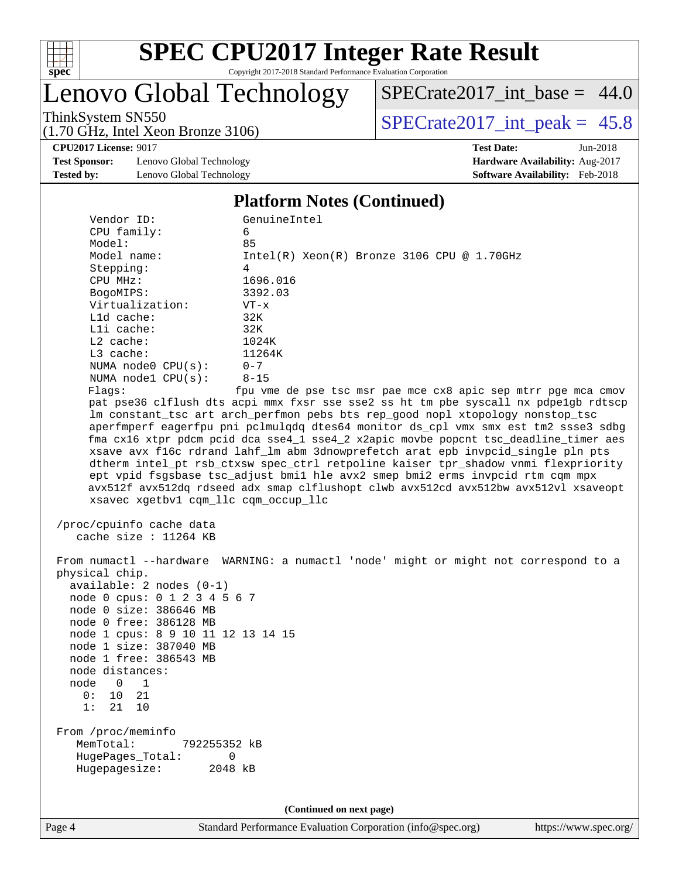## Platform Notes (Continued)

```
     Vendor ID:             GenuineIntel
     CPU family:            6
     Model:                 85
     Model name:            Intel(R) Xeon(R) Bronze 3106 CPU @ 1.70GHz
     Stepping:              4
     CPU MHz:               1696.016
     BogoMIPS:              3392.03
     Virtualization:        VT-x
     L1d cache:             32K
     L1i cache:             32K
     L2 cache:              1024K
     L3 cache:              11264K
     NUMA node0 CPU(s):     0-7
     NUMA node1 CPU(s):     8-15
     Flags:                 fpu vme de pse tsc msr pae mce cx8 apic sep mtrr pge mca cmov
     pat pse36 clflush dts acpi mmx fxsr sse sse2 ss ht tm pbe syscall nx pdpe1gb rdtscp
     lm constant_tsc art arch_perfmon pebs bts rep_good nopl xtopology nonstop_tsc
     aperfmperf eagerfpu pni pclmulqdq dtes64 monitor ds_cpl vmx smx est tm2 ssse3 sdbg
     fma cx16 xtpr pdcm pcid dca sse4_1 sse4_2 x2apic movbe popcnt tsc_deadline_timer aes
     xsave avx f16c rdrand lahf_lm abm 3dnowprefetch arat epb invpcid_single pln pts
     dtherm intel_pt rsb_ctxsw spec_ctrl retpoline kaiser tpr_shadow vnmi flexpriority
     ept vpid fsgsbase tsc_adjust bmi1 hle avx2 smep bmi2 erms invpcid rtm cqm mpx
     avx512f avx512dq rdseed adx smap clflushopt clwb avx512cd avx512bw avx512vl xsaveopt
     xsavec xgetbv1 cqm_llc cqm_occup_llc

 /proc/cpuinfo cache data
    cache size : 11264 KB

 From numactl --hardware  WARNING: a numactl 'node' might or might not correspond to a
 physical chip.
   available: 2 nodes (0-1)
   node 0 cpus: 0 1 2 3 4 5 6 7
   node 0 size: 386646 MB
   node 0 free: 386128 MB
   node 1 cpus: 8 9 10 11 12 13 14 15
   node 1 size: 387040 MB
   node 1 free: 386543 MB
   node distances:
   node   0   1
     0:  10  21
     1:  21  10

 From /proc/meminfo
    MemTotal:       792255352 kB
    HugePages_Total:       0
    Hugepagesize:       2048 kB
```

**(Continued on next page)**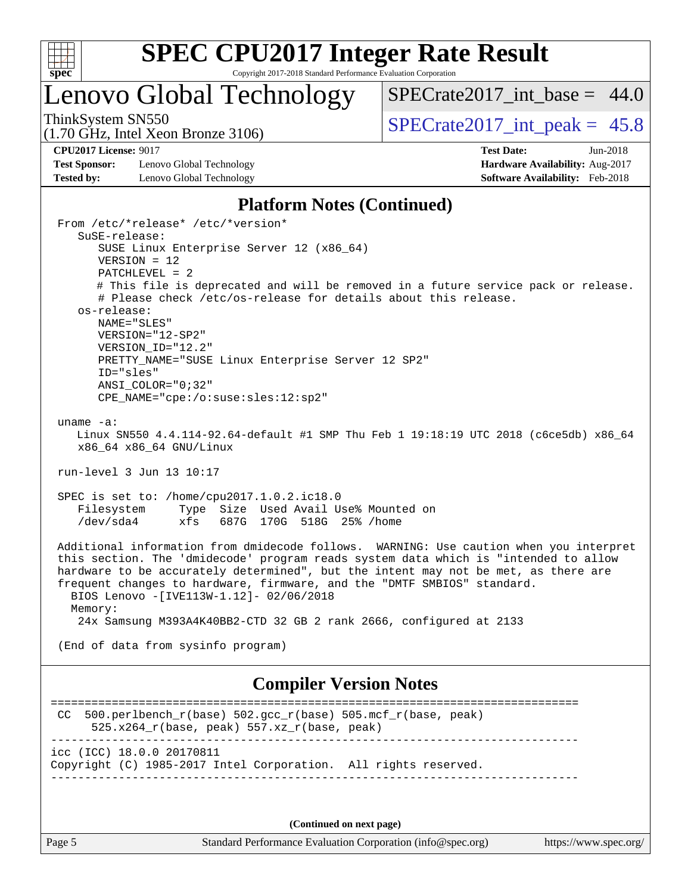## Platform Notes (Continued)

```
 From /etc/*release* /etc/*version*
    SuSE-release:
       SUSE Linux Enterprise Server 12 (x86_64)
       VERSION = 12
       PATCHLEVEL = 2
       # This file is deprecated and will be removed in a future service pack or release.
       # Please check /etc/os-release for details about this release.
    os-release:
       NAME="SLES"
       VERSION="12-SP2"
       VERSION_ID="12.2"
       PRETTY_NAME="SUSE Linux Enterprise Server 12 SP2"
       ID="sles"
       ANSI_COLOR="0;32"
       CPE_NAME="cpe:/o:suse:sles:12:sp2"

 uname -a:
    Linux SN550 4.4.114-92.64-default #1 SMP Thu Feb 1 19:18:19 UTC 2018 (c6ce5db) x86_64
    x86_64 x86_64 GNU/Linux

 run-level 3 Jun 13 10:17

 SPEC is set to: /home/cpu2017.1.0.2.ic18.0
    Filesystem     Type  Size  Used Avail Use% Mounted on
    /dev/sda4      xfs   687G  170G  518G  25% /home

 Additional information from dmidecode follows.  WARNING: Use caution when you interpret
 this section. The 'dmidecode' program reads system data which is "intended to allow
 hardware to be accurately determined", but the intent may not be met, as there are
 frequent changes to hardware, firmware, and the "DMTF SMBIOS" standard.
   BIOS Lenovo -[IVE113W-1.12]- 02/06/2018
   Memory:
    24x Samsung M393A4K40BB2-CTD 32 GB 2 rank 2666, configured at 2133

 (End of data from sysinfo program)
```

## Compiler Version Notes

```
==============================================================================
 CC  500.perlbench_r(base) 502.gcc_r(base) 505.mcf_r(base, peak)
      525.x264_r(base, peak) 557.xz_r(base, peak)
------------------------------------------------------------------------------
icc (ICC) 18.0.0 20170811
Copyright (C) 1985-2017 Intel Corporation.  All rights reserved.
------------------------------------------------------------------------------
```

(Continued on next page)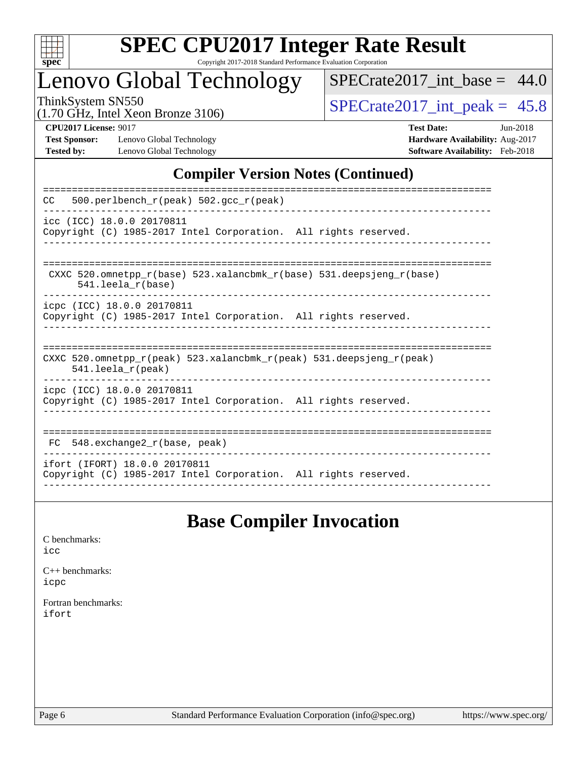# SPEC CPU2017 Integer Rate Result

Copyright 2017-2018 Standard Performance Evaluation Corporation

# Lenovo Global Technology

ThinkSystem SN550
(1.70 GHz, Intel Xeon Bronze 3106)

SPECrate2017_int_base = 44.0

SPECrate2017_int_peak = 45.8

**CPU2017 License:** 9017
**Test Sponsor:** Lenovo Global Technology
**Tested by:** Lenovo Global Technology

**Test Date:** Jun-2018
**Hardware Availability:** Aug-2017
**Software Availability:** Feb-2018

## Compiler Version Notes (Continued)

```
==============================================================================
CC   500.perlbench_r(peak) 502.gcc_r(peak)
------------------------------------------------------------------------------
icc (ICC) 18.0.0 20170811
Copyright (C) 1985-2017 Intel Corporation.  All rights reserved.
------------------------------------------------------------------------------

==============================================================================
 CXXC 520.omnetpp_r(base) 523.xalancbmk_r(base) 531.deepsjeng_r(base)
      541.leela_r(base)
------------------------------------------------------------------------------
icpc (ICC) 18.0.0 20170811
Copyright (C) 1985-2017 Intel Corporation.  All rights reserved.
------------------------------------------------------------------------------

==============================================================================
CXXC 520.omnetpp_r(peak) 523.xalancbmk_r(peak) 531.deepsjeng_r(peak)
     541.leela_r(peak)
------------------------------------------------------------------------------
icpc (ICC) 18.0.0 20170811
Copyright (C) 1985-2017 Intel Corporation.  All rights reserved.
------------------------------------------------------------------------------

==============================================================================
 FC  548.exchange2_r(base, peak)
------------------------------------------------------------------------------
ifort (IFORT) 18.0.0 20170811
Copyright (C) 1985-2017 Intel Corporation.  All rights reserved.
------------------------------------------------------------------------------
```

## Base Compiler Invocation

C benchmarks:
icc

C++ benchmarks:
icpc

Fortran benchmarks:
ifort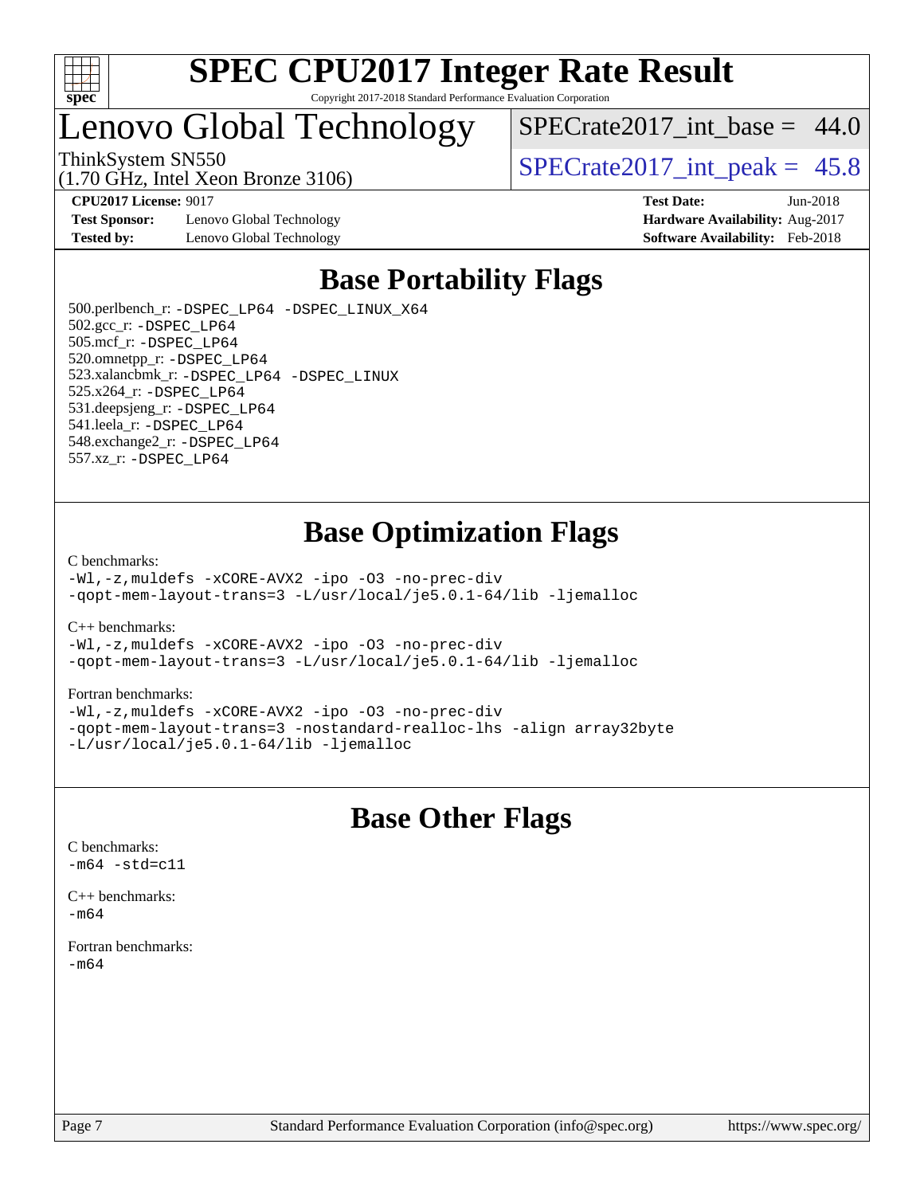## Base Portability Flags

500.perlbench_r: -DSPEC_LP64 -DSPEC_LINUX_X64
502.gcc_r: -DSPEC_LP64
505.mcf_r: -DSPEC_LP64
520.omnetpp_r: -DSPEC_LP64
523.xalancbmk_r: -DSPEC_LP64 -DSPEC_LINUX
525.x264_r: -DSPEC_LP64
531.deepsjeng_r: -DSPEC_LP64
541.leela_r: -DSPEC_LP64
548.exchange2_r: -DSPEC_LP64
557.xz_r: -DSPEC_LP64

## Base Optimization Flags

C benchmarks:
```
-Wl,-z,muldefs -xCORE-AVX2 -ipo -O3 -no-prec-div
-qopt-mem-layout-trans=3 -L/usr/local/je5.0.1-64/lib -ljemalloc
```

C++ benchmarks:
```
-Wl,-z,muldefs -xCORE-AVX2 -ipo -O3 -no-prec-div
-qopt-mem-layout-trans=3 -L/usr/local/je5.0.1-64/lib -ljemalloc
```

Fortran benchmarks:
```
-Wl,-z,muldefs -xCORE-AVX2 -ipo -O3 -no-prec-div
-qopt-mem-layout-trans=3 -nostandard-realloc-lhs -align array32byte
-L/usr/local/je5.0.1-64/lib -ljemalloc
```

## Base Other Flags

C benchmarks:
```
-m64 -std=c11
```

C++ benchmarks:
```
-m64
```

Fortran benchmarks:
```
-m64
```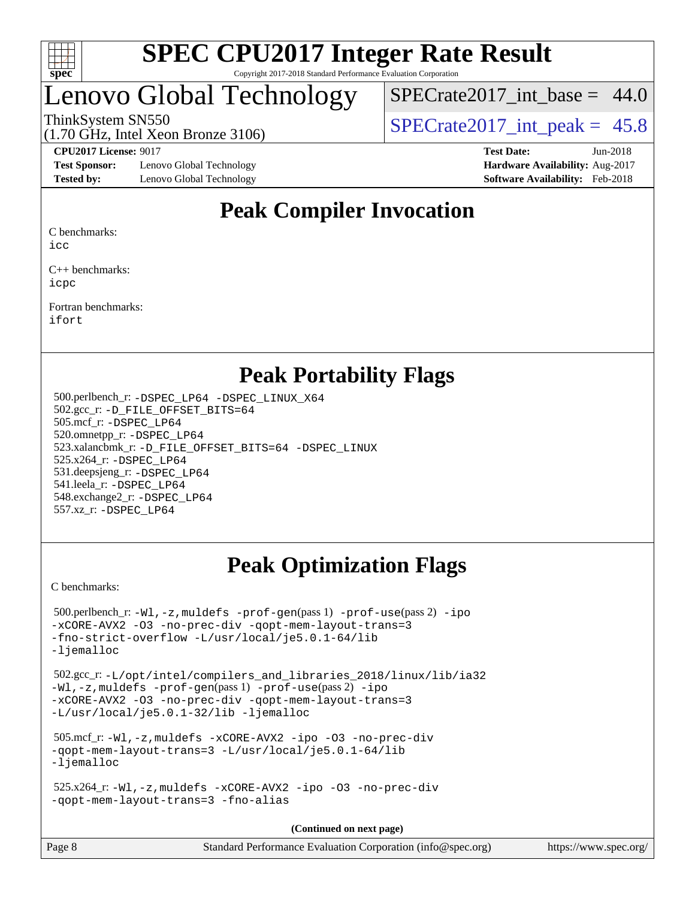# Lenovo Global Technology

ThinkSystem SN550
(1.70 GHz, Intel Xeon Bronze 3106)

SPECrate2017_int_base = 44.0

SPECrate2017_int_peak = 45.8

**CPU2017 License:** 9017
**Test Sponsor:** Lenovo Global Technology
**Tested by:** Lenovo Global Technology

**Test Date:** Jun-2018
**Hardware Availability:** Aug-2017
**Software Availability:** Feb-2018

## Peak Compiler Invocation

C benchmarks:
icc

C++ benchmarks:
icpc

Fortran benchmarks:
ifort

## Peak Portability Flags

500.perlbench_r: -DSPEC_LP64 -DSPEC_LINUX_X64
502.gcc_r: -D_FILE_OFFSET_BITS=64
505.mcf_r: -DSPEC_LP64
520.omnetpp_r: -DSPEC_LP64
523.xalancbmk_r: -D_FILE_OFFSET_BITS=64 -DSPEC_LINUX
525.x264_r: -DSPEC_LP64
531.deepsjeng_r: -DSPEC_LP64
541.leela_r: -DSPEC_LP64
548.exchange2_r: -DSPEC_LP64
557.xz_r: -DSPEC_LP64

## Peak Optimization Flags

C benchmarks:

500.perlbench_r: -Wl,-z,muldefs -prof-gen(pass 1) -prof-use(pass 2) -ipo -xCORE-AVX2 -O3 -no-prec-div -qopt-mem-layout-trans=3 -fno-strict-overflow -L/usr/local/je5.0.1-64/lib -ljemalloc

502.gcc_r: -L/opt/intel/compilers_and_libraries_2018/linux/lib/ia32 -Wl,-z,muldefs -prof-gen(pass 1) -prof-use(pass 2) -ipo -xCORE-AVX2 -O3 -no-prec-div -qopt-mem-layout-trans=3 -L/usr/local/je5.0.1-32/lib -ljemalloc

505.mcf_r: -Wl,-z,muldefs -xCORE-AVX2 -ipo -O3 -no-prec-div -qopt-mem-layout-trans=3 -L/usr/local/je5.0.1-64/lib -ljemalloc

525.x264_r: -Wl,-z,muldefs -xCORE-AVX2 -ipo -O3 -no-prec-div -qopt-mem-layout-trans=3 -fno-alias

**(Continued on next page)**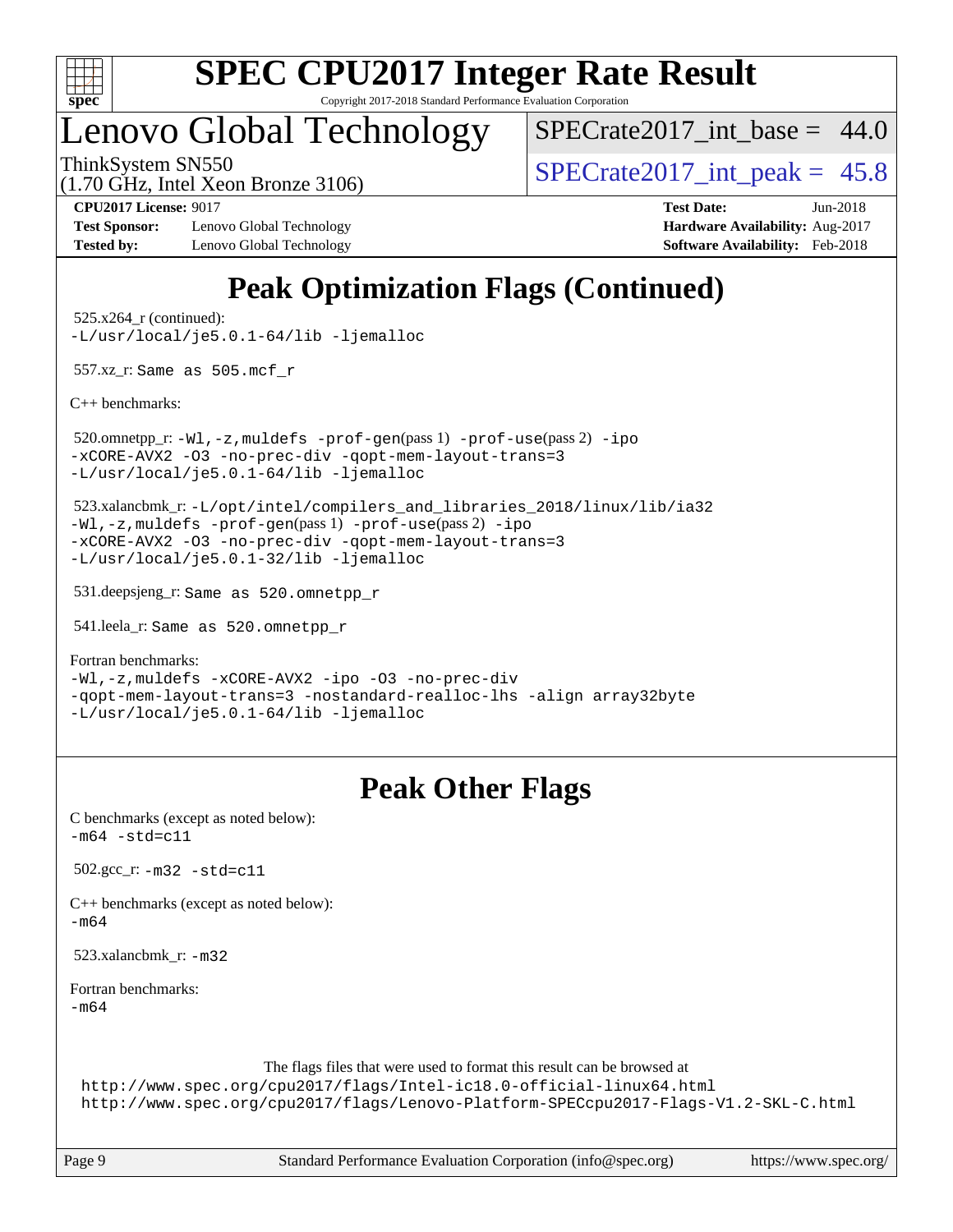# SPEC CPU2017 Integer Rate Result

Copyright 2017-2018 Standard Performance Evaluation Corporation

## Lenovo Global Technology

ThinkSystem SN550
(1.70 GHz, Intel Xeon Bronze 3106)

SPECrate2017_int_base = 44.0

SPECrate2017_int_peak = 45.8

**CPU2017 License:** 9017
**Test Sponsor:** Lenovo Global Technology
**Tested by:** Lenovo Global Technology

**Test Date:** Jun-2018
**Hardware Availability:** Aug-2017
**Software Availability:** Feb-2018

## Peak Optimization Flags (Continued)

525.x264_r (continued):
`-L/usr/local/je5.0.1-64/lib -ljemalloc`

557.xz_r: `Same as 505.mcf_r`

C++ benchmarks:

520.omnetpp_r: `-Wl,-z,muldefs -prof-gen(pass 1) -prof-use(pass 2) -ipo -xCORE-AVX2 -O3 -no-prec-div -qopt-mem-layout-trans=3 -L/usr/local/je5.0.1-64/lib -ljemalloc`

523.xalancbmk_r: `-L/opt/intel/compilers_and_libraries_2018/linux/lib/ia32 -Wl,-z,muldefs -prof-gen(pass 1) -prof-use(pass 2) -ipo -xCORE-AVX2 -O3 -no-prec-div -qopt-mem-layout-trans=3 -L/usr/local/je5.0.1-32/lib -ljemalloc`

531.deepsjeng_r: `Same as 520.omnetpp_r`

541.leela_r: `Same as 520.omnetpp_r`

Fortran benchmarks:
`-Wl,-z,muldefs -xCORE-AVX2 -ipo -O3 -no-prec-div -qopt-mem-layout-trans=3 -nostandard-realloc-lhs -align array32byte -L/usr/local/je5.0.1-64/lib -ljemalloc`

## Peak Other Flags

C benchmarks (except as noted below):
`-m64 -std=c11`

502.gcc_r: `-m32 -std=c11`

C++ benchmarks (except as noted below):
`-m64`

523.xalancbmk_r: `-m32`

Fortran benchmarks:
`-m64`

The flags files that were used to format this result can be browsed at
http://www.spec.org/cpu2017/flags/Intel-ic18.0-official-linux64.html
http://www.spec.org/cpu2017/flags/Lenovo-Platform-SPECcpu2017-Flags-V1.2-SKL-C.html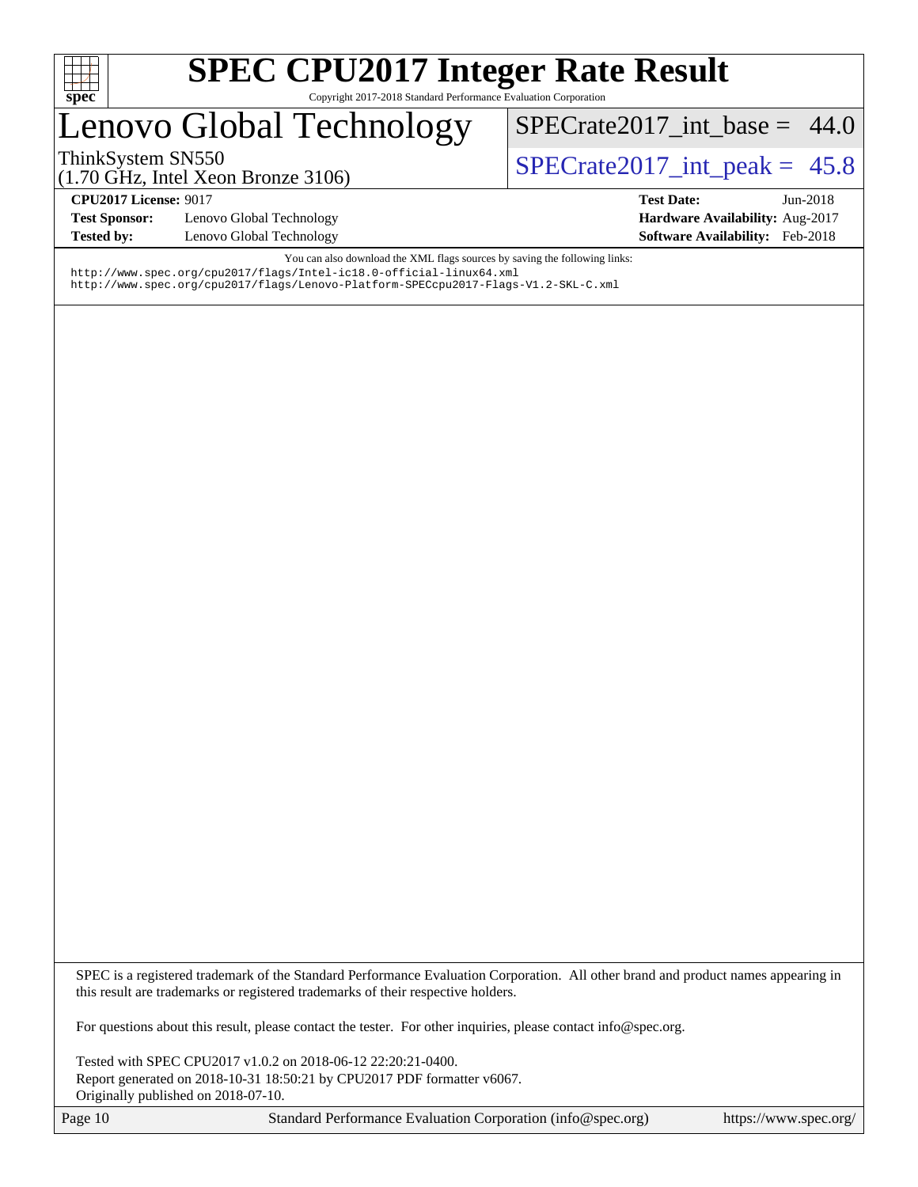You can also download the XML flags sources by saving the following links:

http://www.spec.org/cpu2017/flags/Intel-ic18.0-official-linux64.xml
http://www.spec.org/cpu2017/flags/Lenovo-Platform-SPECcpu2017-Flags-V1.2-SKL-C.xml

SPEC is a registered trademark of the Standard Performance Evaluation Corporation. All other brand and product names appearing in this result are trademarks or registered trademarks of their respective holders.

For questions about this result, please contact the tester. For other inquiries, please contact info@spec.org.

Tested with SPEC CPU2017 v1.0.2 on 2018-06-12 22:20:21-0400.
Report generated on 2018-10-31 18:50:21 by CPU2017 PDF formatter v6067.
Originally published on 2018-07-10.